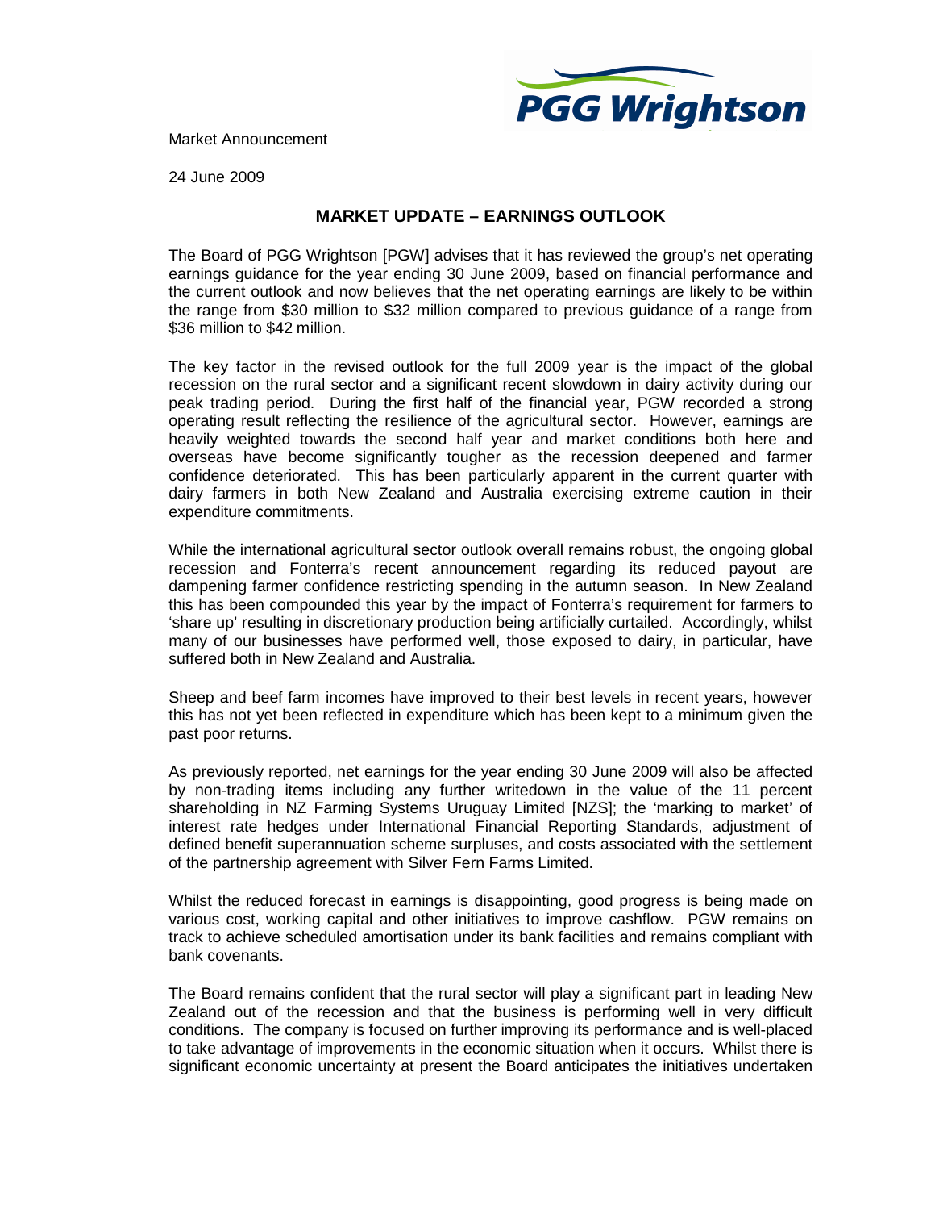Market Announcement

24 June 2009

## MARKET UPDATE – EARNINGS OUTLOOK

The Board of PGG Wrightson [PGW] advises that it has reviewed the group's net operating earnings guidance for the year ending 30 June 2009, based on financial performance and the current outlook and now believes that the net operating earnings are likely to be within the range from $30 million to $32 million compared to previous guidance of a range from $36 million to $42 million.

The key factor in the revised outlook for the full 2009 year is the impact of the global recession on the rural sector and a significant recent slowdown in dairy activity during our peak trading period. During the first half of the financial year, PGW recorded a strong operating result reflecting the resilience of the agricultural sector. However, earnings are heavily weighted towards the second half year and market conditions both here and overseas have become significantly tougher as the recession deepened and farmer confidence deteriorated. This has been particularly apparent in the current quarter with dairy farmers in both New Zealand and Australia exercising extreme caution in their expenditure commitments.

While the international agricultural sector outlook overall remains robust, the ongoing global recession and Fonterra's recent announcement regarding its reduced payout are dampening farmer confidence restricting spending in the autumn season. In New Zealand this has been compounded this year by the impact of Fonterra's requirement for farmers to 'share up' resulting in discretionary production being artificially curtailed. Accordingly, whilst many of our businesses have performed well, those exposed to dairy, in particular, have suffered both in New Zealand and Australia.

Sheep and beef farm incomes have improved to their best levels in recent years, however this has not yet been reflected in expenditure which has been kept to a minimum given the past poor returns.

As previously reported, net earnings for the year ending 30 June 2009 will also be affected by non-trading items including any further writedown in the value of the 11 percent shareholding in NZ Farming Systems Uruguay Limited [NZS]; the 'marking to market' of interest rate hedges under International Financial Reporting Standards, adjustment of defined benefit superannuation scheme surpluses, and costs associated with the settlement of the partnership agreement with Silver Fern Farms Limited.

Whilst the reduced forecast in earnings is disappointing, good progress is being made on various cost, working capital and other initiatives to improve cashflow. PGW remains on track to achieve scheduled amortisation under its bank facilities and remains compliant with bank covenants.

The Board remains confident that the rural sector will play a significant part in leading New Zealand out of the recession and that the business is performing well in very difficult conditions. The company is focused on further improving its performance and is well-placed to take advantage of improvements in the economic situation when it occurs. Whilst there is significant economic uncertainty at present the Board anticipates the initiatives undertaken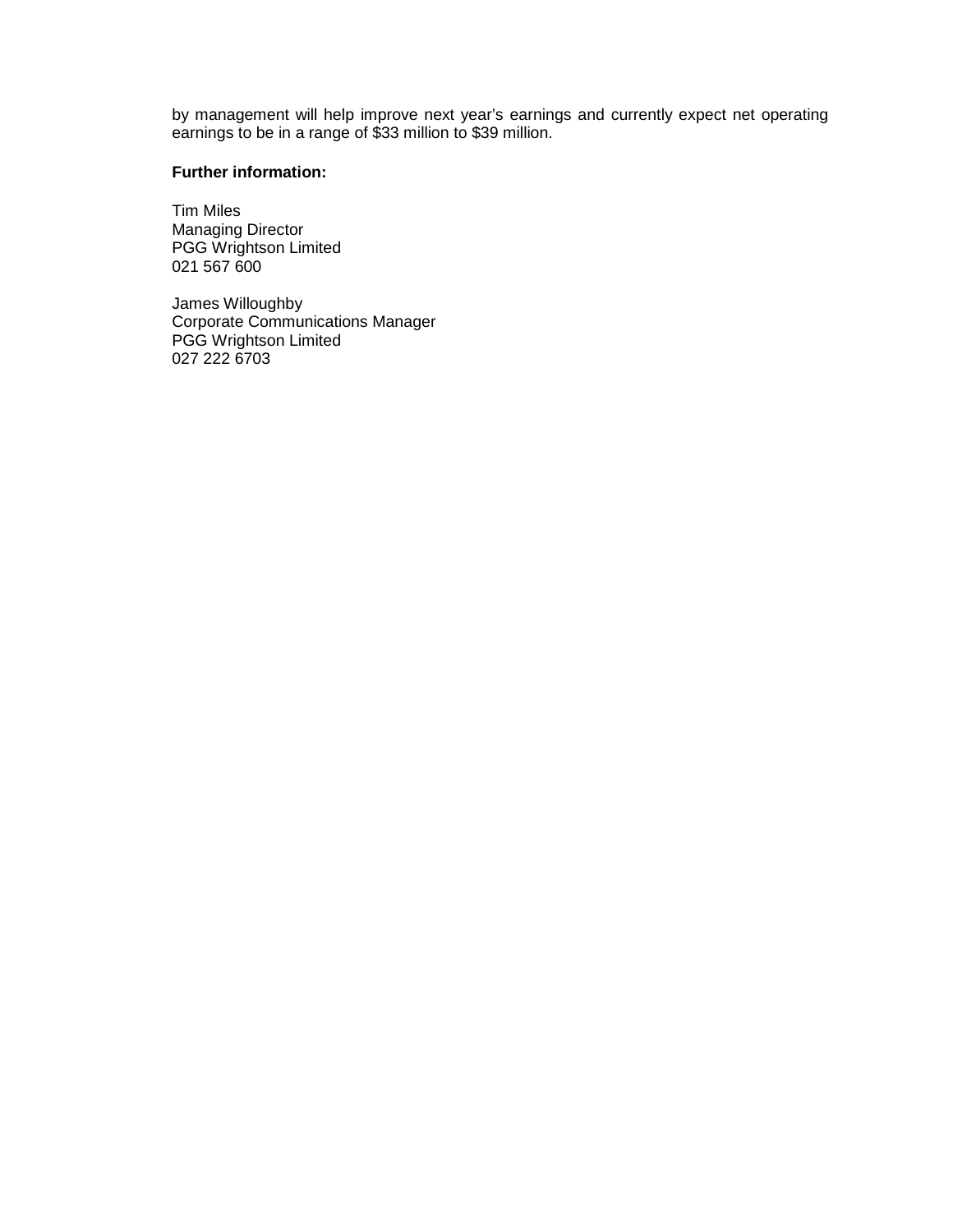by management will help improve next year's earnings and currently expect net operating earnings to be in a range of $33 million to $39 million.

**Further information:**

Tim Miles
Managing Director
PGG Wrightson Limited
021 567 600

James Willoughby
Corporate Communications Manager
PGG Wrightson Limited
027 222 6703